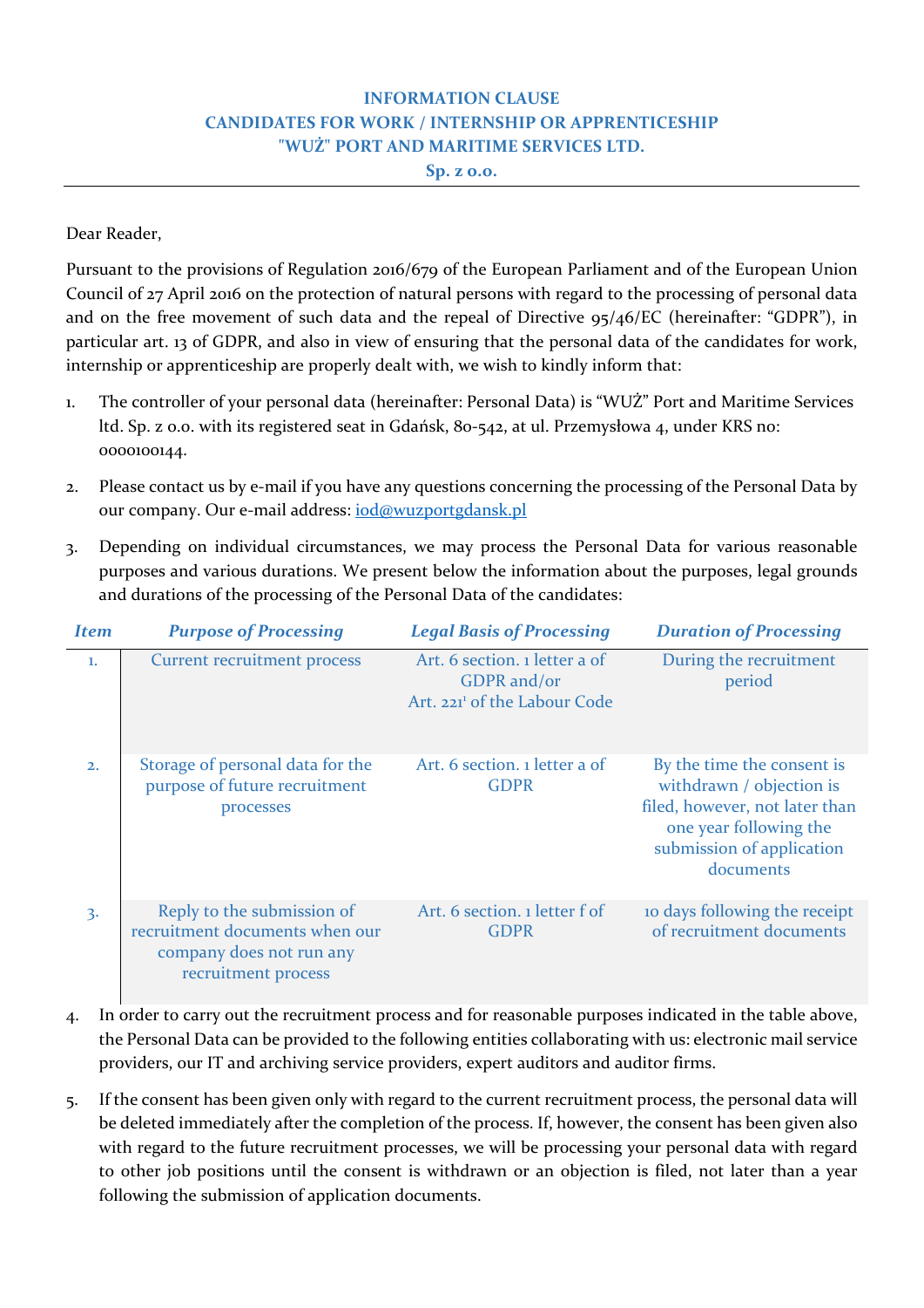# INFORMATION CLAUSE
## CANDIDATES FOR WORK / INTERNSHIP OR APPRENTICESHIP
## "WUŻ" PORT AND MARITIME SERVICES LTD.
## Sp. z o.o.

Dear Reader,

Pursuant to the provisions of Regulation 2016/679 of the European Parliament and of the European Union Council of 27 April 2016 on the protection of natural persons with regard to the processing of personal data and on the free movement of such data and the repeal of Directive 95/46/EC (hereinafter: "GDPR"), in particular art. 13 of GDPR, and also in view of ensuring that the personal data of the candidates for work, internship or apprenticeship are properly dealt with, we wish to kindly inform that:

1. The controller of your personal data (hereinafter: Personal Data) is "WUŻ" Port and Maritime Services ltd. Sp. z o.o. with its registered seat in Gdańsk, 80-542, at ul. Przemysłowa 4, under KRS no: 0000100144.

2. Please contact us by e-mail if you have any questions concerning the processing of the Personal Data by our company. Our e-mail address: iod@wuzportgdansk.pl

3. Depending on individual circumstances, we may process the Personal Data for various reasonable purposes and various durations. We present below the information about the purposes, legal grounds and durations of the processing of the Personal Data of the candidates:

| *Item* | *Purpose of Processing* | *Legal Basis of Processing* | *Duration of Processing* |
|---|---|---|---|
| 1. | Current recruitment process | Art. 6 section. 1 letter a of GDPR and/or Art. 221[1] of the Labour Code | During the recruitment period |
| 2. | Storage of personal data for the purpose of future recruitment processes | Art. 6 section. 1 letter a of GDPR | By the time the consent is withdrawn / objection is filed, however, not later than one year following the submission of application documents |
| 3. | Reply to the submission of recruitment documents when our company does not run any recruitment process | Art. 6 section. 1 letter f of GDPR | 10 days following the receipt of recruitment documents |

4. In order to carry out the recruitment process and for reasonable purposes indicated in the table above, the Personal Data can be provided to the following entities collaborating with us: electronic mail service providers, our IT and archiving service providers, expert auditors and auditor firms.

5. If the consent has been given only with regard to the current recruitment process, the personal data will be deleted immediately after the completion of the process. If, however, the consent has been given also with regard to the future recruitment processes, we will be processing your personal data with regard to other job positions until the consent is withdrawn or an objection is filed, not later than a year following the submission of application documents.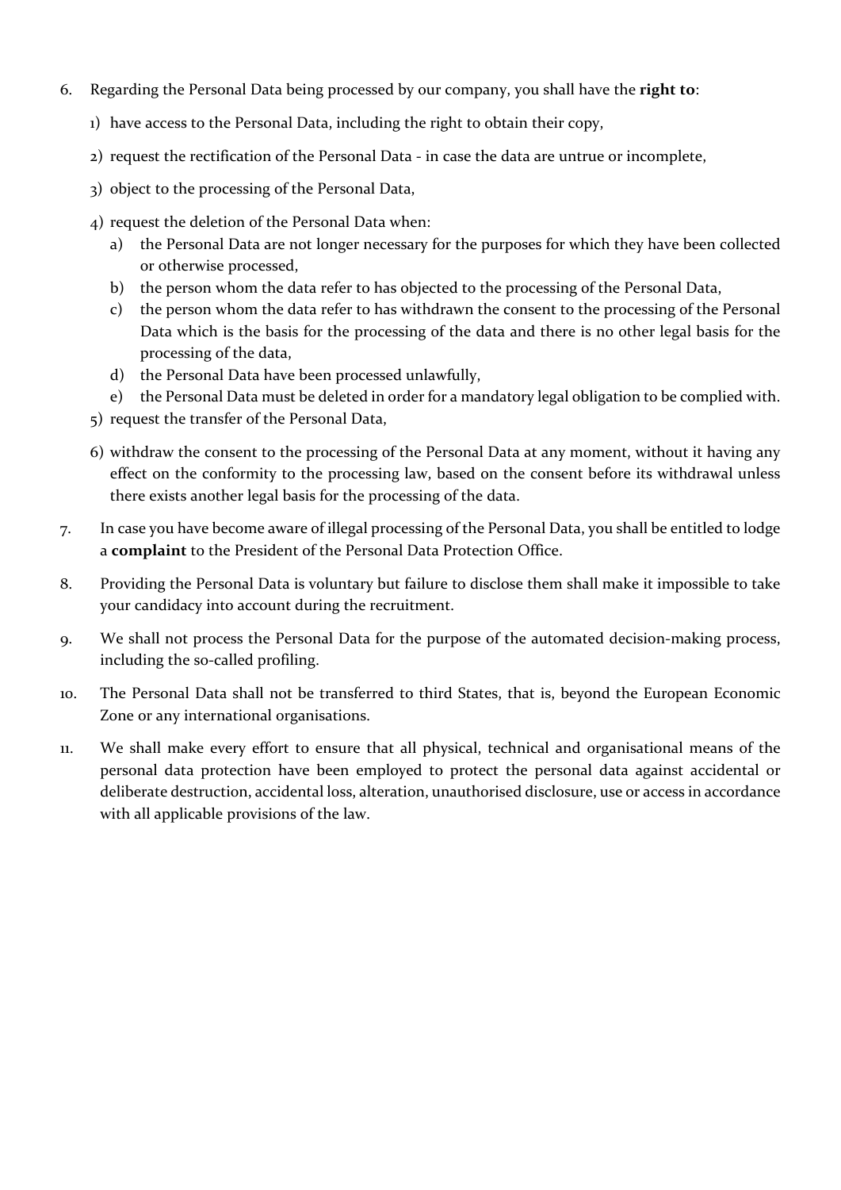6. Regarding the Personal Data being processed by our company, you shall have the **right to**:

   1) have access to the Personal Data, including the right to obtain their copy,

   2) request the rectification of the Personal Data - in case the data are untrue or incomplete,

   3) object to the processing of the Personal Data,

   4) request the deletion of the Personal Data when:
      a) the Personal Data are not longer necessary for the purposes for which they have been collected or otherwise processed,
      b) the person whom the data refer to has objected to the processing of the Personal Data,
      c) the person whom the data refer to has withdrawn the consent to the processing of the Personal Data which is the basis for the processing of the data and there is no other legal basis for the processing of the data,
      d) the Personal Data have been processed unlawfully,
      e) the Personal Data must be deleted in order for a mandatory legal obligation to be complied with.

   5) request the transfer of the Personal Data,

   6) withdraw the consent to the processing of the Personal Data at any moment, without it having any effect on the conformity to the processing law, based on the consent before its withdrawal unless there exists another legal basis for the processing of the data.

7. In case you have become aware of illegal processing of the Personal Data, you shall be entitled to lodge a **complaint** to the President of the Personal Data Protection Office.

8. Providing the Personal Data is voluntary but failure to disclose them shall make it impossible to take your candidacy into account during the recruitment.

9. We shall not process the Personal Data for the purpose of the automated decision-making process, including the so-called profiling.

10. The Personal Data shall not be transferred to third States, that is, beyond the European Economic Zone or any international organisations.

11. We shall make every effort to ensure that all physical, technical and organisational means of the personal data protection have been employed to protect the personal data against accidental or deliberate destruction, accidental loss, alteration, unauthorised disclosure, use or access in accordance with all applicable provisions of the law.